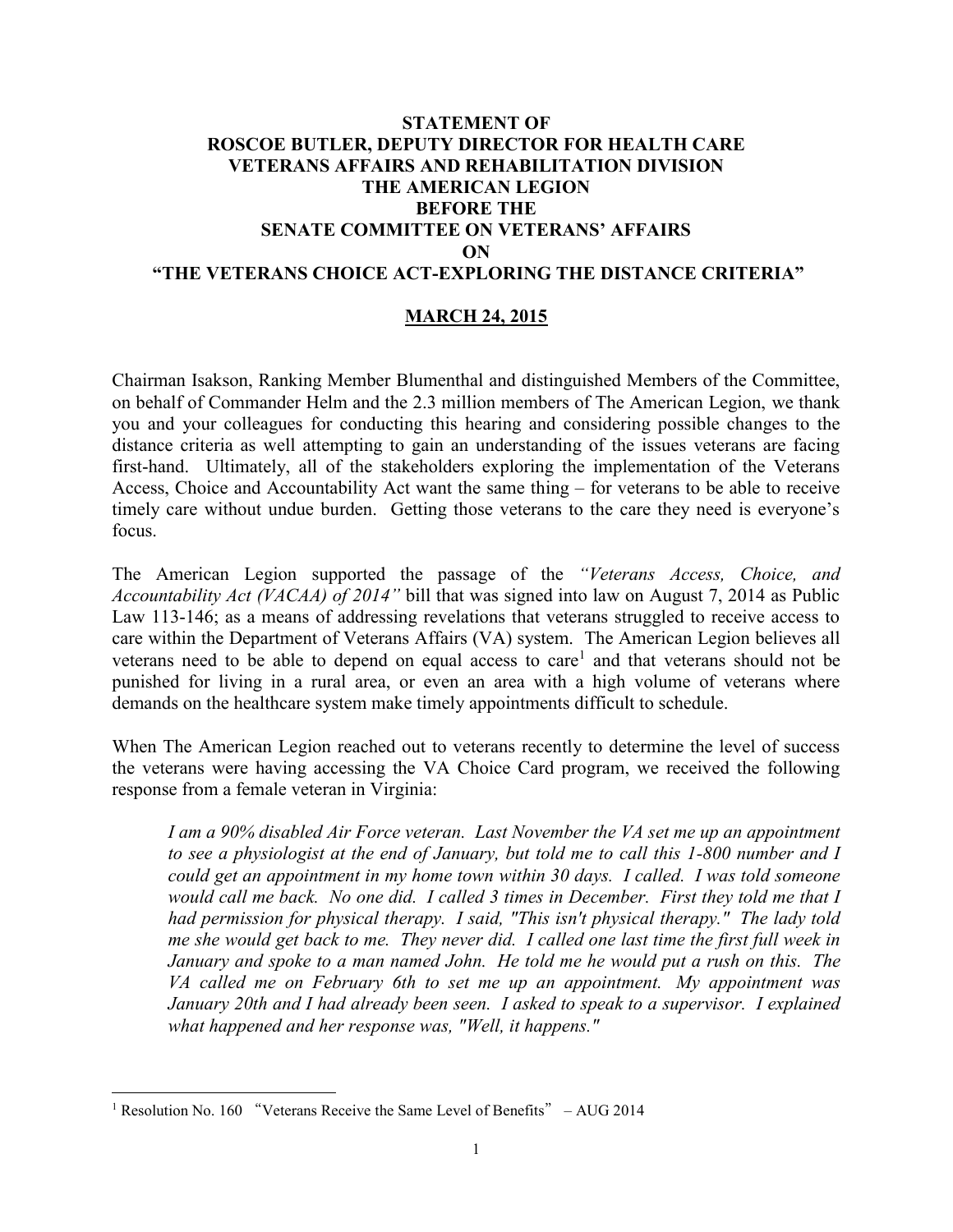**STATEMENT OF**
**ROSCOE BUTLER, DEPUTY DIRECTOR FOR HEALTH CARE**
**VETERANS AFFAIRS AND REHABILITATION DIVISION**
**THE AMERICAN LEGION**
**BEFORE THE**
**SENATE COMMITTEE ON VETERANS' AFFAIRS**
**ON**
**"THE VETERANS CHOICE ACT-EXPLORING THE DISTANCE CRITERIA"**

**MARCH 24, 2015**

Chairman Isakson, Ranking Member Blumenthal and distinguished Members of the Committee, on behalf of Commander Helm and the 2.3 million members of The American Legion, we thank you and your colleagues for conducting this hearing and considering possible changes to the distance criteria as well attempting to gain an understanding of the issues veterans are facing first-hand. Ultimately, all of the stakeholders exploring the implementation of the Veterans Access, Choice and Accountability Act want the same thing – for veterans to be able to receive timely care without undue burden. Getting those veterans to the care they need is everyone's focus.

The American Legion supported the passage of the *"Veterans Access, Choice, and Accountability Act (VACAA) of 2014"* bill that was signed into law on August 7, 2014 as Public Law 113-146; as a means of addressing revelations that veterans struggled to receive access to care within the Department of Veterans Affairs (VA) system. The American Legion believes all veterans need to be able to depend on equal access to care[1] and that veterans should not be punished for living in a rural area, or even an area with a high volume of veterans where demands on the healthcare system make timely appointments difficult to schedule.

When The American Legion reached out to veterans recently to determine the level of success the veterans were having accessing the VA Choice Card program, we received the following response from a female veteran in Virginia:

> *I am a 90% disabled Air Force veteran. Last November the VA set me up an appointment to see a physiologist at the end of January, but told me to call this 1-800 number and I could get an appointment in my home town within 30 days. I called. I was told someone would call me back. No one did. I called 3 times in December. First they told me that I had permission for physical therapy. I said, "This isn't physical therapy." The lady told me she would get back to me. They never did. I called one last time the first full week in January and spoke to a man named John. He told me he would put a rush on this. The VA called me on February 6th to set me up an appointment. My appointment was January 20th and I had already been seen. I asked to speak to a supervisor. I explained what happened and her response was, "Well, it happens."*

---

[1] Resolution No. 160 "Veterans Receive the Same Level of Benefits" – AUG 2014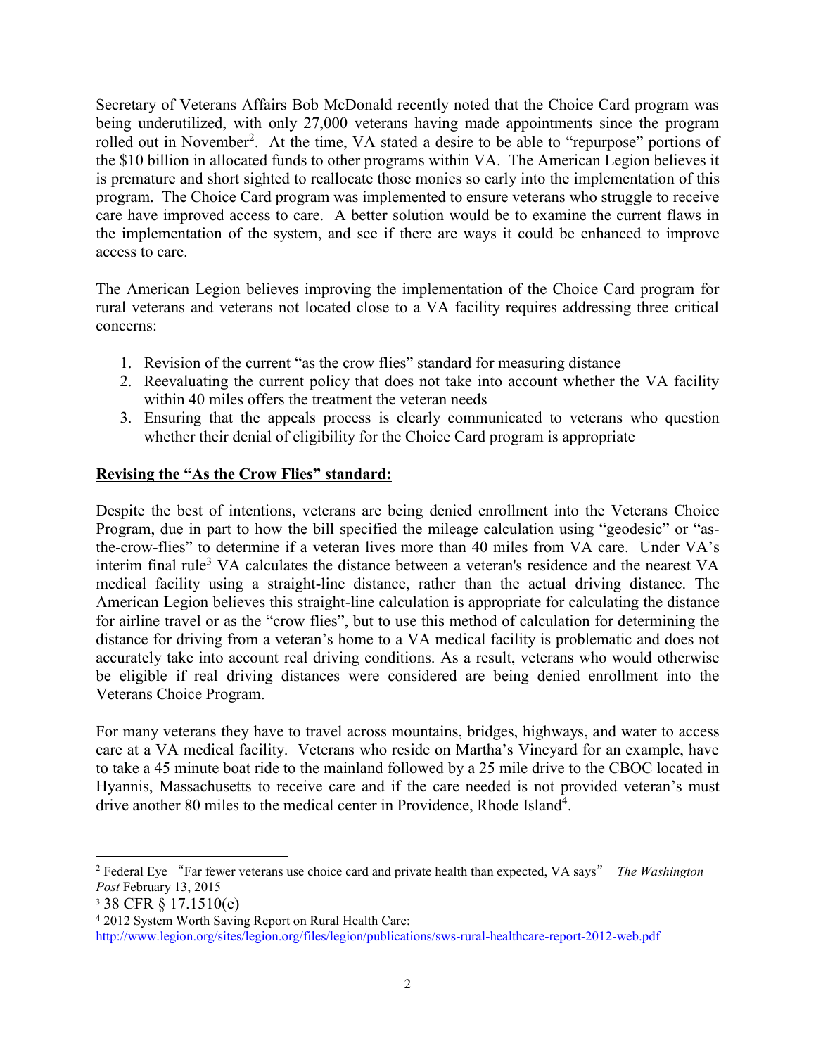Secretary of Veterans Affairs Bob McDonald recently noted that the Choice Card program was being underutilized, with only 27,000 veterans having made appointments since the program rolled out in November[2]. At the time, VA stated a desire to be able to "repurpose" portions of the $10 billion in allocated funds to other programs within VA. The American Legion believes it is premature and short sighted to reallocate those monies so early into the implementation of this program. The Choice Card program was implemented to ensure veterans who struggle to receive care have improved access to care. A better solution would be to examine the current flaws in the implementation of the system, and see if there are ways it could be enhanced to improve access to care.

The American Legion believes improving the implementation of the Choice Card program for rural veterans and veterans not located close to a VA facility requires addressing three critical concerns:

1. Revision of the current "as the crow flies" standard for measuring distance
2. Reevaluating the current policy that does not take into account whether the VA facility within 40 miles offers the treatment the veteran needs
3. Ensuring that the appeals process is clearly communicated to veterans who question whether their denial of eligibility for the Choice Card program is appropriate

**<u>Revising the "As the Crow Flies" standard:</u>**

Despite the best of intentions, veterans are being denied enrollment into the Veterans Choice Program, due in part to how the bill specified the mileage calculation using "geodesic" or "as-the-crow-flies" to determine if a veteran lives more than 40 miles from VA care. Under VA's interim final rule[3] VA calculates the distance between a veteran's residence and the nearest VA medical facility using a straight-line distance, rather than the actual driving distance. The American Legion believes this straight-line calculation is appropriate for calculating the distance for airline travel or as the "crow flies", but to use this method of calculation for determining the distance for driving from a veteran's home to a VA medical facility is problematic and does not accurately take into account real driving conditions. As a result, veterans who would otherwise be eligible if real driving distances were considered are being denied enrollment into the Veterans Choice Program.

For many veterans they have to travel across mountains, bridges, highways, and water to access care at a VA medical facility. Veterans who reside on Martha's Vineyard for an example, have to take a 45 minute boat ride to the mainland followed by a 25 mile drive to the CBOC located in Hyannis, Massachusetts to receive care and if the care needed is not provided veteran's must drive another 80 miles to the medical center in Providence, Rhode Island[4].

---

[2] Federal Eye "Far fewer veterans use choice card and private health than expected, VA says" *The Washington Post* February 13, 2015

[3] 38 CFR § 17.1510(e)

[4] 2012 System Worth Saving Report on Rural Health Care: http://www.legion.org/sites/legion.org/files/legion/publications/sws-rural-healthcare-report-2012-web.pdf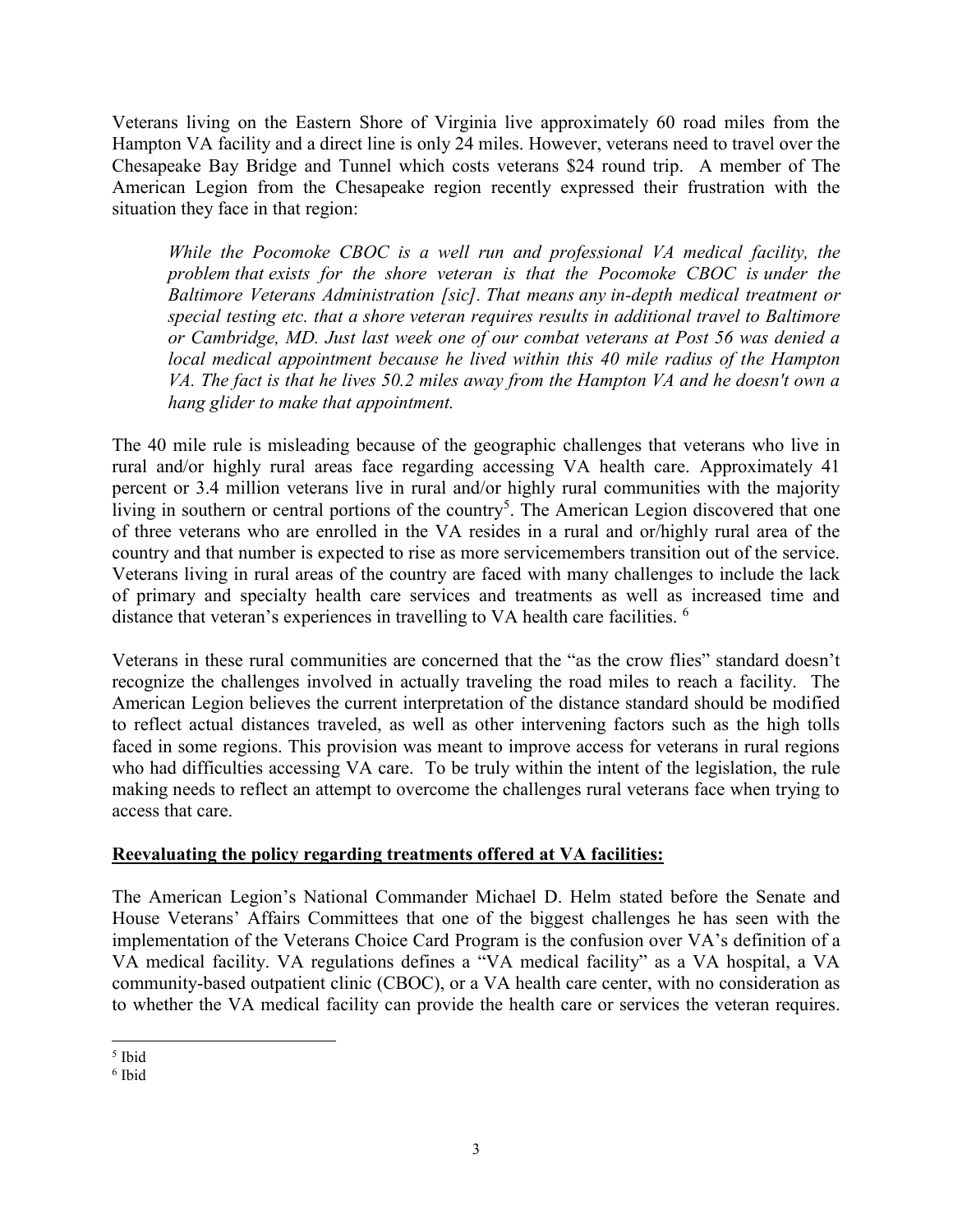Veterans living on the Eastern Shore of Virginia live approximately 60 road miles from the Hampton VA facility and a direct line is only 24 miles. However, veterans need to travel over the Chesapeake Bay Bridge and Tunnel which costs veterans $24 round trip. A member of The American Legion from the Chesapeake region recently expressed their frustration with the situation they face in that region:

> *While the Pocomoke CBOC is a well run and professional VA medical facility, the problem that exists for the shore veteran is that the Pocomoke CBOC is under the Baltimore Veterans Administration [sic]. That means any in-depth medical treatment or special testing etc. that a shore veteran requires results in additional travel to Baltimore or Cambridge, MD. Just last week one of our combat veterans at Post 56 was denied a local medical appointment because he lived within this 40 mile radius of the Hampton VA. The fact is that he lives 50.2 miles away from the Hampton VA and he doesn't own a hang glider to make that appointment.*

The 40 mile rule is misleading because of the geographic challenges that veterans who live in rural and/or highly rural areas face regarding accessing VA health care. Approximately 41 percent or 3.4 million veterans live in rural and/or highly rural communities with the majority living in southern or central portions of the country[5]. The American Legion discovered that one of three veterans who are enrolled in the VA resides in a rural and or/highly rural area of the country and that number is expected to rise as more servicemembers transition out of the service. Veterans living in rural areas of the country are faced with many challenges to include the lack of primary and specialty health care services and treatments as well as increased time and distance that veteran's experiences in travelling to VA health care facilities. [6]

Veterans in these rural communities are concerned that the "as the crow flies" standard doesn't recognize the challenges involved in actually traveling the road miles to reach a facility. The American Legion believes the current interpretation of the distance standard should be modified to reflect actual distances traveled, as well as other intervening factors such as the high tolls faced in some regions. This provision was meant to improve access for veterans in rural regions who had difficulties accessing VA care. To be truly within the intent of the legislation, the rule making needs to reflect an attempt to overcome the challenges rural veterans face when trying to access that care.

**Reevaluating the policy regarding treatments offered at VA facilities:**

The American Legion's National Commander Michael D. Helm stated before the Senate and House Veterans' Affairs Committees that one of the biggest challenges he has seen with the implementation of the Veterans Choice Card Program is the confusion over VA's definition of a VA medical facility. VA regulations defines a "VA medical facility" as a VA hospital, a VA community-based outpatient clinic (CBOC), or a VA health care center, with no consideration as to whether the VA medical facility can provide the health care or services the veteran requires.

---

[5] Ibid

[6] Ibid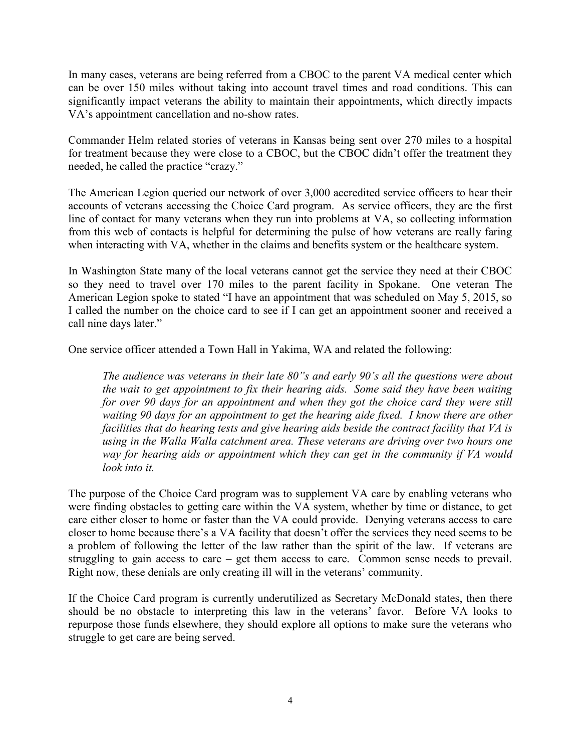In many cases, veterans are being referred from a CBOC to the parent VA medical center which can be over 150 miles without taking into account travel times and road conditions. This can significantly impact veterans the ability to maintain their appointments, which directly impacts VA's appointment cancellation and no-show rates.

Commander Helm related stories of veterans in Kansas being sent over 270 miles to a hospital for treatment because they were close to a CBOC, but the CBOC didn't offer the treatment they needed, he called the practice "crazy."

The American Legion queried our network of over 3,000 accredited service officers to hear their accounts of veterans accessing the Choice Card program. As service officers, they are the first line of contact for many veterans when they run into problems at VA, so collecting information from this web of contacts is helpful for determining the pulse of how veterans are really faring when interacting with VA, whether in the claims and benefits system or the healthcare system.

In Washington State many of the local veterans cannot get the service they need at their CBOC so they need to travel over 170 miles to the parent facility in Spokane. One veteran The American Legion spoke to stated "I have an appointment that was scheduled on May 5, 2015, so I called the number on the choice card to see if I can get an appointment sooner and received a call nine days later."

One service officer attended a Town Hall in Yakima, WA and related the following:

> *The audience was veterans in their late 80"s and early 90's all the questions were about the wait to get appointment to fix their hearing aids. Some said they have been waiting for over 90 days for an appointment and when they got the choice card they were still waiting 90 days for an appointment to get the hearing aide fixed. I know there are other facilities that do hearing tests and give hearing aids beside the contract facility that VA is using in the Walla Walla catchment area. These veterans are driving over two hours one way for hearing aids or appointment which they can get in the community if VA would look into it.*

The purpose of the Choice Card program was to supplement VA care by enabling veterans who were finding obstacles to getting care within the VA system, whether by time or distance, to get care either closer to home or faster than the VA could provide. Denying veterans access to care closer to home because there's a VA facility that doesn't offer the services they need seems to be a problem of following the letter of the law rather than the spirit of the law. If veterans are struggling to gain access to care – get them access to care. Common sense needs to prevail. Right now, these denials are only creating ill will in the veterans' community.

If the Choice Card program is currently underutilized as Secretary McDonald states, then there should be no obstacle to interpreting this law in the veterans' favor. Before VA looks to repurpose those funds elsewhere, they should explore all options to make sure the veterans who struggle to get care are being served.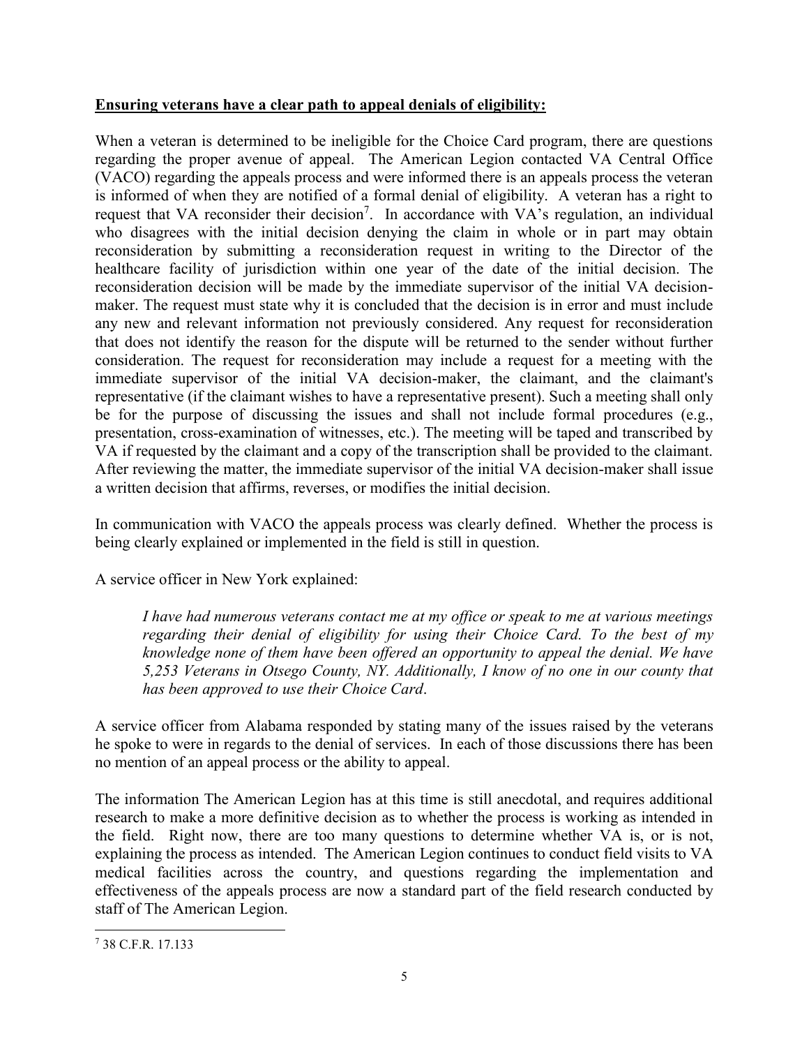**Ensuring veterans have a clear path to appeal denials of eligibility:**

When a veteran is determined to be ineligible for the Choice Card program, there are questions regarding the proper avenue of appeal. The American Legion contacted VA Central Office (VACO) regarding the appeals process and were informed there is an appeals process the veteran is informed of when they are notified of a formal denial of eligibility. A veteran has a right to request that VA reconsider their decision[7]. In accordance with VA's regulation, an individual who disagrees with the initial decision denying the claim in whole or in part may obtain reconsideration by submitting a reconsideration request in writing to the Director of the healthcare facility of jurisdiction within one year of the date of the initial decision. The reconsideration decision will be made by the immediate supervisor of the initial VA decision-maker. The request must state why it is concluded that the decision is in error and must include any new and relevant information not previously considered. Any request for reconsideration that does not identify the reason for the dispute will be returned to the sender without further consideration. The request for reconsideration may include a request for a meeting with the immediate supervisor of the initial VA decision-maker, the claimant, and the claimant's representative (if the claimant wishes to have a representative present). Such a meeting shall only be for the purpose of discussing the issues and shall not include formal procedures (e.g., presentation, cross-examination of witnesses, etc.). The meeting will be taped and transcribed by VA if requested by the claimant and a copy of the transcription shall be provided to the claimant. After reviewing the matter, the immediate supervisor of the initial VA decision-maker shall issue a written decision that affirms, reverses, or modifies the initial decision.

In communication with VACO the appeals process was clearly defined. Whether the process is being clearly explained or implemented in the field is still in question.

A service officer in New York explained:

> *I have had numerous veterans contact me at my office or speak to me at various meetings regarding their denial of eligibility for using their Choice Card. To the best of my knowledge none of them have been offered an opportunity to appeal the denial. We have 5,253 Veterans in Otsego County, NY. Additionally, I know of no one in our county that has been approved to use their Choice Card*.

A service officer from Alabama responded by stating many of the issues raised by the veterans he spoke to were in regards to the denial of services. In each of those discussions there has been no mention of an appeal process or the ability to appeal.

The information The American Legion has at this time is still anecdotal, and requires additional research to make a more definitive decision as to whether the process is working as intended in the field. Right now, there are too many questions to determine whether VA is, or is not, explaining the process as intended. The American Legion continues to conduct field visits to VA medical facilities across the country, and questions regarding the implementation and effectiveness of the appeals process are now a standard part of the field research conducted by staff of The American Legion.

---

[7] 38 C.F.R. 17.133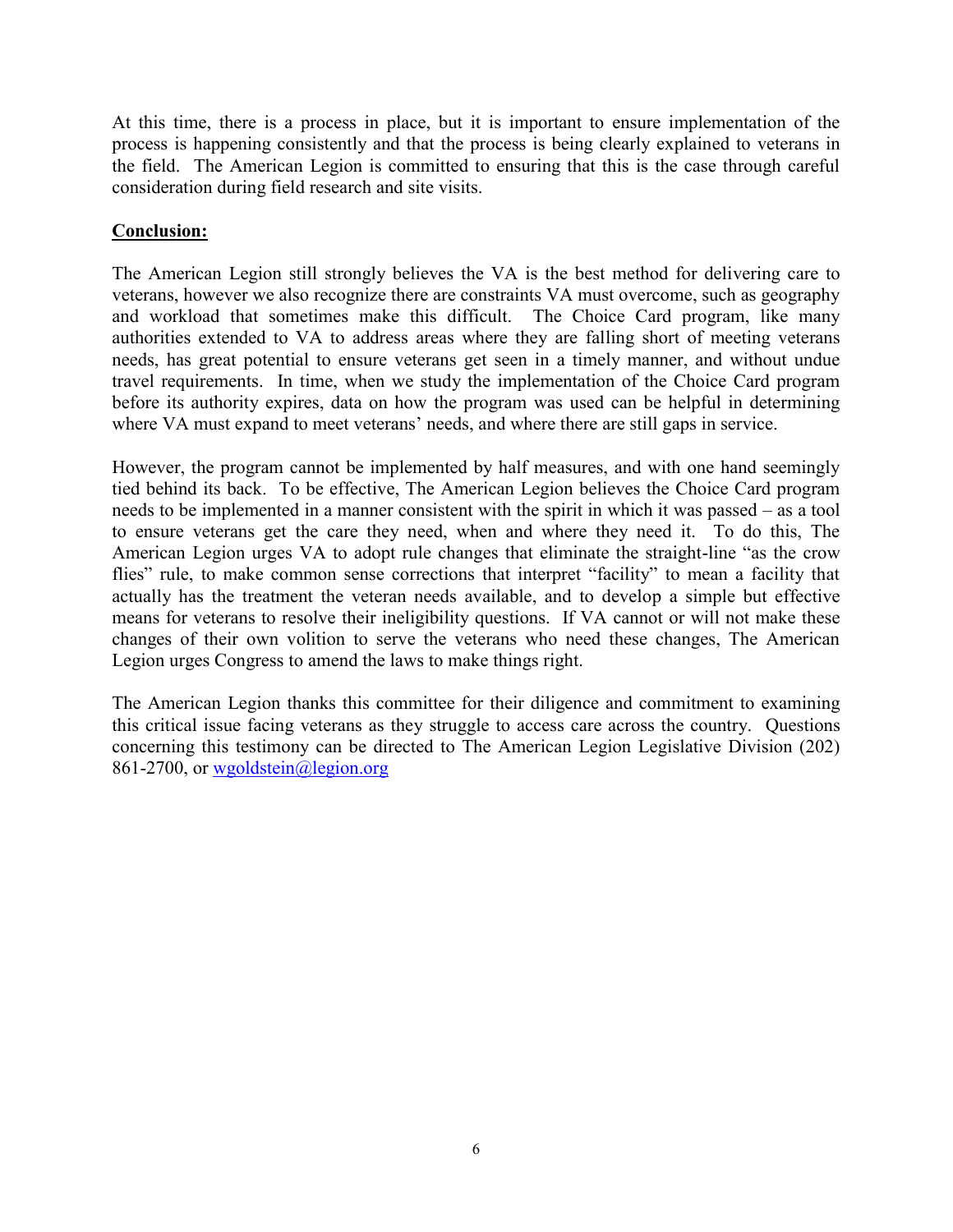At this time, there is a process in place, but it is important to ensure implementation of the process is happening consistently and that the process is being clearly explained to veterans in the field. The American Legion is committed to ensuring that this is the case through careful consideration during field research and site visits.

**Conclusion:**

The American Legion still strongly believes the VA is the best method for delivering care to veterans, however we also recognize there are constraints VA must overcome, such as geography and workload that sometimes make this difficult. The Choice Card program, like many authorities extended to VA to address areas where they are falling short of meeting veterans needs, has great potential to ensure veterans get seen in a timely manner, and without undue travel requirements. In time, when we study the implementation of the Choice Card program before its authority expires, data on how the program was used can be helpful in determining where VA must expand to meet veterans' needs, and where there are still gaps in service.

However, the program cannot be implemented by half measures, and with one hand seemingly tied behind its back. To be effective, The American Legion believes the Choice Card program needs to be implemented in a manner consistent with the spirit in which it was passed – as a tool to ensure veterans get the care they need, when and where they need it. To do this, The American Legion urges VA to adopt rule changes that eliminate the straight-line "as the crow flies" rule, to make common sense corrections that interpret "facility" to mean a facility that actually has the treatment the veteran needs available, and to develop a simple but effective means for veterans to resolve their ineligibility questions. If VA cannot or will not make these changes of their own volition to serve the veterans who need these changes, The American Legion urges Congress to amend the laws to make things right.

The American Legion thanks this committee for their diligence and commitment to examining this critical issue facing veterans as they struggle to access care across the country. Questions concerning this testimony can be directed to The American Legion Legislative Division (202) 861-2700, or wgoldstein@legion.org